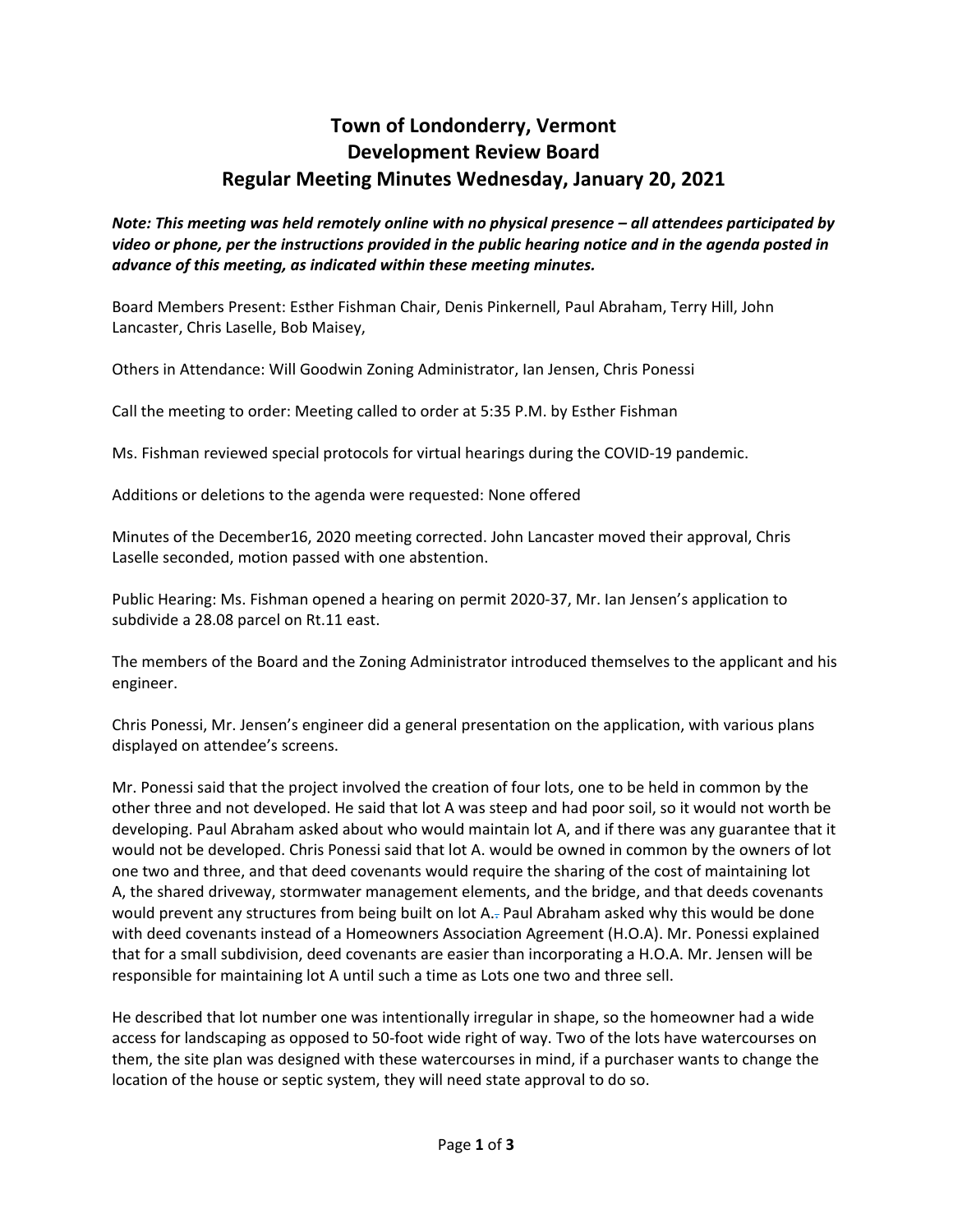# Town of Londonderry, Vermont
# Development Review Board
# Regular Meeting Minutes Wednesday, January 20, 2021

***Note: This meeting was held remotely online with no physical presence – all attendees participated by video or phone, per the instructions provided in the public hearing notice and in the agenda posted in advance of this meeting, as indicated within these meeting minutes.***

Board Members Present: Esther Fishman Chair, Denis Pinkernell, Paul Abraham, Terry Hill, John Lancaster, Chris Laselle, Bob Maisey,

Others in Attendance: Will Goodwin Zoning Administrator, Ian Jensen, Chris Ponessi

Call the meeting to order: Meeting called to order at 5:35 P.M. by Esther Fishman

Ms. Fishman reviewed special protocols for virtual hearings during the COVID-19 pandemic.

Additions or deletions to the agenda were requested: None offered

Minutes of the December16, 2020 meeting corrected. John Lancaster moved their approval, Chris Laselle seconded, motion passed with one abstention.

Public Hearing: Ms. Fishman opened a hearing on permit 2020-37, Mr. Ian Jensen's application to subdivide a 28.08 parcel on Rt.11 east.

The members of the Board and the Zoning Administrator introduced themselves to the applicant and his engineer.

Chris Ponessi, Mr. Jensen's engineer did a general presentation on the application, with various plans displayed on attendee's screens.

Mr. Ponessi said that the project involved the creation of four lots, one to be held in common by the other three and not developed. He said that lot A was steep and had poor soil, so it would not worth be developing. Paul Abraham asked about who would maintain lot A, and if there was any guarantee that it would not be developed. Chris Ponessi said that lot A. would be owned in common by the owners of lot one two and three, and that deed covenants would require the sharing of the cost of maintaining lot A, the shared driveway, stormwater management elements, and the bridge, and that deeds covenants would prevent any structures from being built on lot A. Paul Abraham asked why this would be done with deed covenants instead of a Homeowners Association Agreement (H.O.A). Mr. Ponessi explained that for a small subdivision, deed covenants are easier than incorporating a H.O.A. Mr. Jensen will be responsible for maintaining lot A until such a time as Lots one two and three sell.

He described that lot number one was intentionally irregular in shape, so the homeowner had a wide access for landscaping as opposed to 50-foot wide right of way. Two of the lots have watercourses on them, the site plan was designed with these watercourses in mind, if a purchaser wants to change the location of the house or septic system, they will need state approval to do so.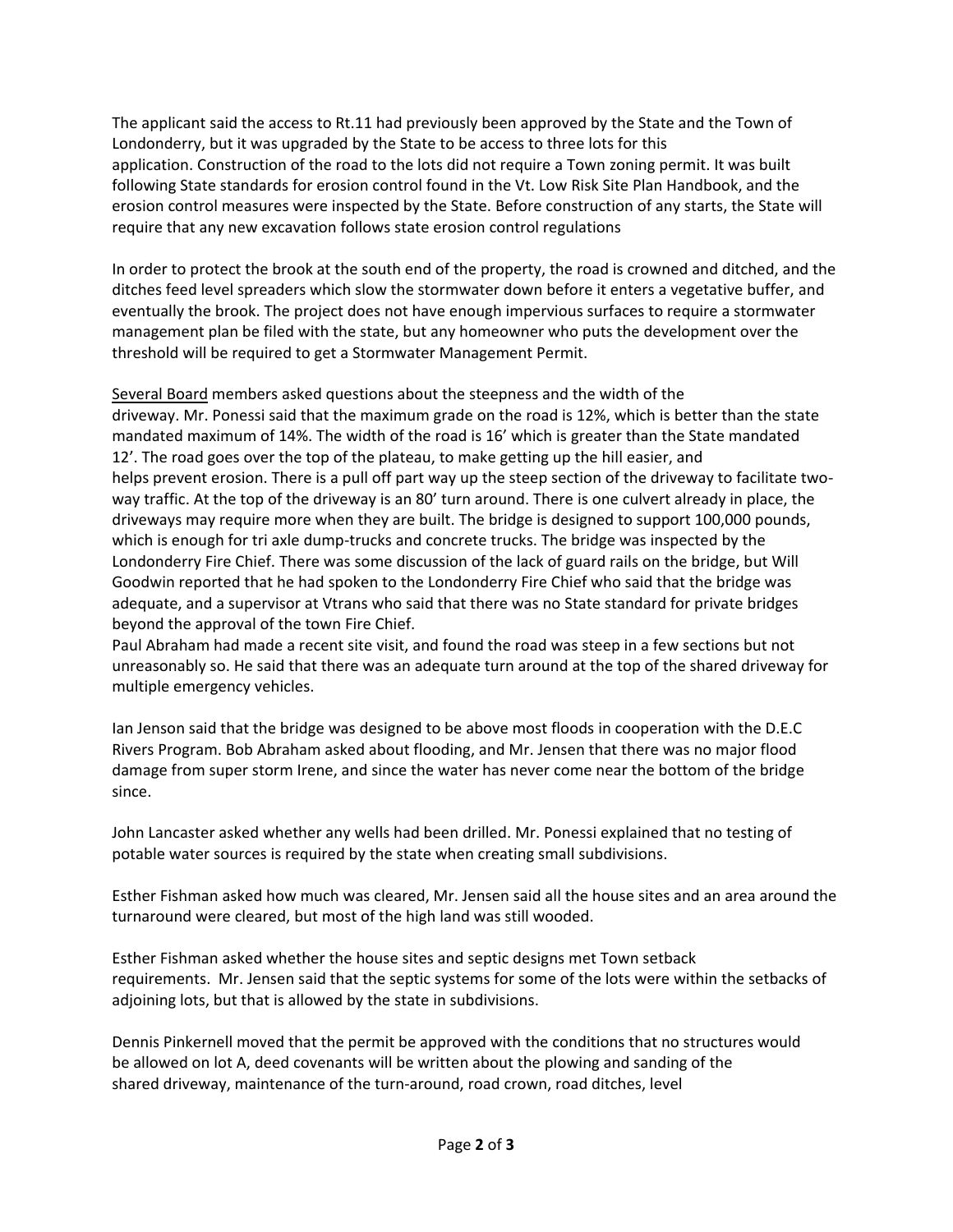The applicant said the access to Rt.11 had previously been approved by the State and the Town of Londonderry, but it was upgraded by the State to be access to three lots for this application. Construction of the road to the lots did not require a Town zoning permit. It was built following State standards for erosion control found in the Vt. Low Risk Site Plan Handbook, and the erosion control measures were inspected by the State. Before construction of any starts, the State will require that any new excavation follows state erosion control regulations

In order to protect the brook at the south end of the property, the road is crowned and ditched, and the ditches feed level spreaders which slow the stormwater down before it enters a vegetative buffer, and eventually the brook. The project does not have enough impervious surfaces to require a stormwater management plan be filed with the state, but any homeowner who puts the development over the threshold will be required to get a Stormwater Management Permit.

Several Board members asked questions about the steepness and the width of the driveway. Mr. Ponessi said that the maximum grade on the road is 12%, which is better than the state mandated maximum of 14%. The width of the road is 16' which is greater than the State mandated 12'. The road goes over the top of the plateau, to make getting up the hill easier, and helps prevent erosion. There is a pull off part way up the steep section of the driveway to facilitate two-way traffic. At the top of the driveway is an 80' turn around. There is one culvert already in place, the driveways may require more when they are built. The bridge is designed to support 100,000 pounds, which is enough for tri axle dump-trucks and concrete trucks. The bridge was inspected by the Londonderry Fire Chief. There was some discussion of the lack of guard rails on the bridge, but Will Goodwin reported that he had spoken to the Londonderry Fire Chief who said that the bridge was adequate, and a supervisor at Vtrans who said that there was no State standard for private bridges beyond the approval of the town Fire Chief.
Paul Abraham had made a recent site visit, and found the road was steep in a few sections but not unreasonably so. He said that there was an adequate turn around at the top of the shared driveway for multiple emergency vehicles.

Ian Jenson said that the bridge was designed to be above most floods in cooperation with the D.E.C Rivers Program. Bob Abraham asked about flooding, and Mr. Jensen that there was no major flood damage from super storm Irene, and since the water has never come near the bottom of the bridge since.

John Lancaster asked whether any wells had been drilled. Mr. Ponessi explained that no testing of potable water sources is required by the state when creating small subdivisions.

Esther Fishman asked how much was cleared, Mr. Jensen said all the house sites and an area around the turnaround were cleared, but most of the high land was still wooded.

Esther Fishman asked whether the house sites and septic designs met Town setback requirements. Mr. Jensen said that the septic systems for some of the lots were within the setbacks of adjoining lots, but that is allowed by the state in subdivisions.

Dennis Pinkernell moved that the permit be approved with the conditions that no structures would be allowed on lot A, deed covenants will be written about the plowing and sanding of the shared driveway, maintenance of the turn-around, road crown, road ditches, level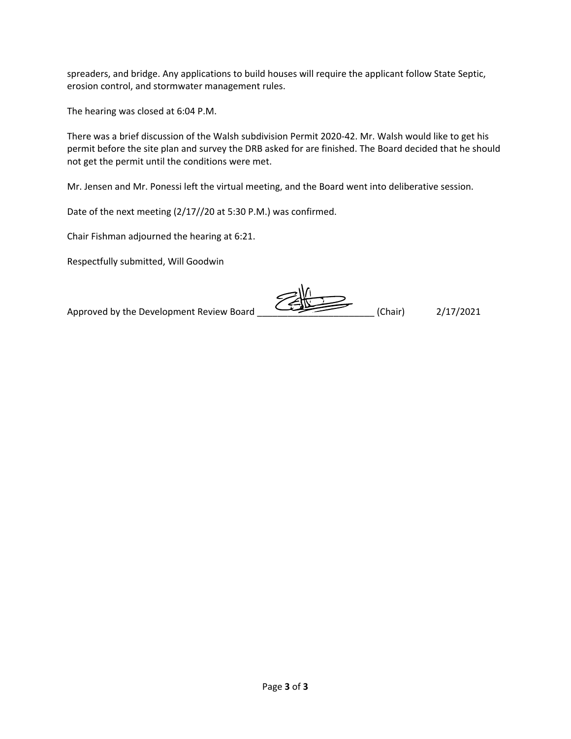spreaders, and bridge. Any applications to build houses will require the applicant follow State Septic, erosion control, and stormwater management rules.

The hearing was closed at 6:04 P.M.

There was a brief discussion of the Walsh subdivision Permit 2020-42. Mr. Walsh would like to get his permit before the site plan and survey the DRB asked for are finished. The Board decided that he should not get the permit until the conditions were met.

Mr. Jensen and Mr. Ponessi left the virtual meeting, and the Board went into deliberative session.

Date of the next meeting (2/17//20 at 5:30 P.M.) was confirmed.

Chair Fishman adjourned the hearing at 6:21.

Respectfully submitted, Will Goodwin

Approved by the Development Review Board _______________________ (Chair) 2/17/2021